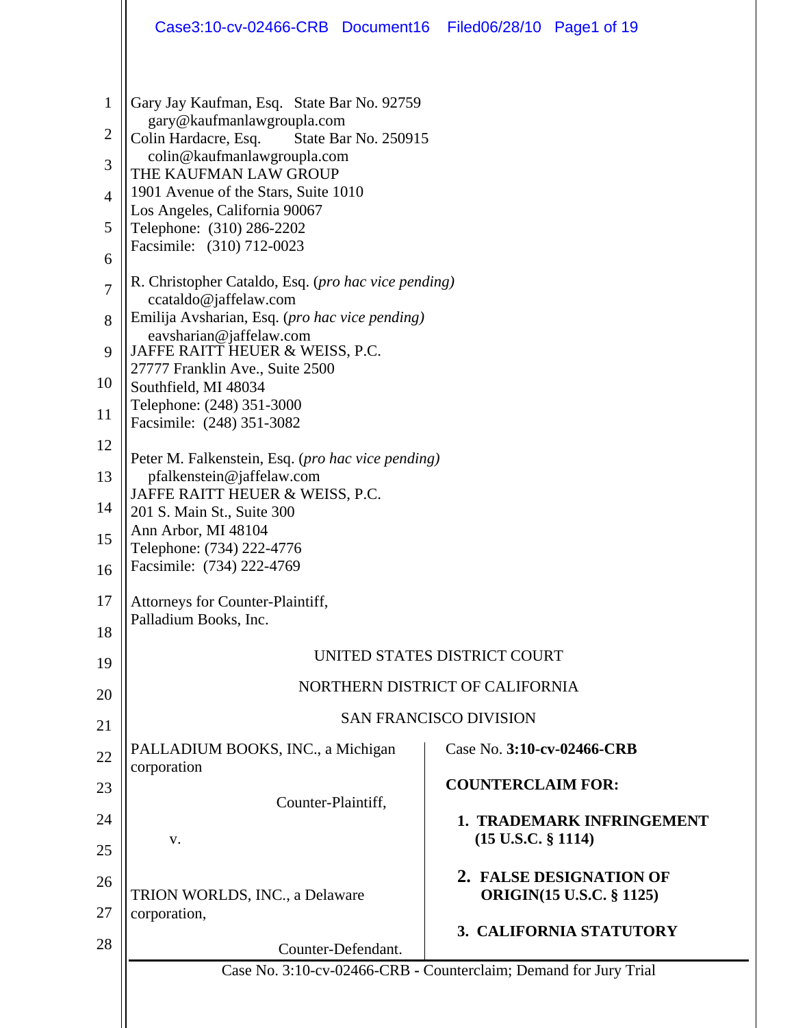Gary Jay Kaufman, Esq. State Bar No. 92759
gary@kaufmanlawgroupla.com
Colin Hardacre, Esq. State Bar No. 250915
colin@kaufmanlawgroupla.com
THE KAUFMAN LAW GROUP
1901 Avenue of the Stars, Suite 1010
Los Angeles, California 90067
Telephone: (310) 286-2202
Facsimile: (310) 712-0023

R. Christopher Cataldo, Esq. (*pro hac vice pending)*
ccataldo@jaffelaw.com
Emilija Avsharian, Esq. (*pro hac vice pending)*
eavsharian@jaffelaw.com
JAFFE RAITT HEUER & WEISS, P.C.
27777 Franklin Ave., Suite 2500
Southfield, MI 48034
Telephone: (248) 351-3000
Facsimile: (248) 351-3082

Peter M. Falkenstein, Esq. (*pro hac vice pending)*
pfalkenstein@jaffelaw.com
JAFFE RAITT HEUER & WEISS, P.C.
201 S. Main St., Suite 300
Ann Arbor, MI 48104
Telephone: (734) 222-4776
Facsimile: (734) 222-4769

Attorneys for Counter-Plaintiff,
Palladium Books, Inc.

UNITED STATES DISTRICT COURT

NORTHERN DISTRICT OF CALIFORNIA

SAN FRANCISCO DIVISION

PALLADIUM BOOKS, INC., a Michigan corporation

Counter-Plaintiff,

v.

TRION WORLDS, INC., a Delaware corporation,

Counter-Defendant.

Case No. **3:10-cv-02466-CRB**

**COUNTERCLAIM FOR:**

1. **TRADEMARK INFRINGEMENT (15 U.S.C. § 1114)**
2. **FALSE DESIGNATION OF ORIGIN(15 U.S.C. § 1125)**
3. **CALIFORNIA STATUTORY**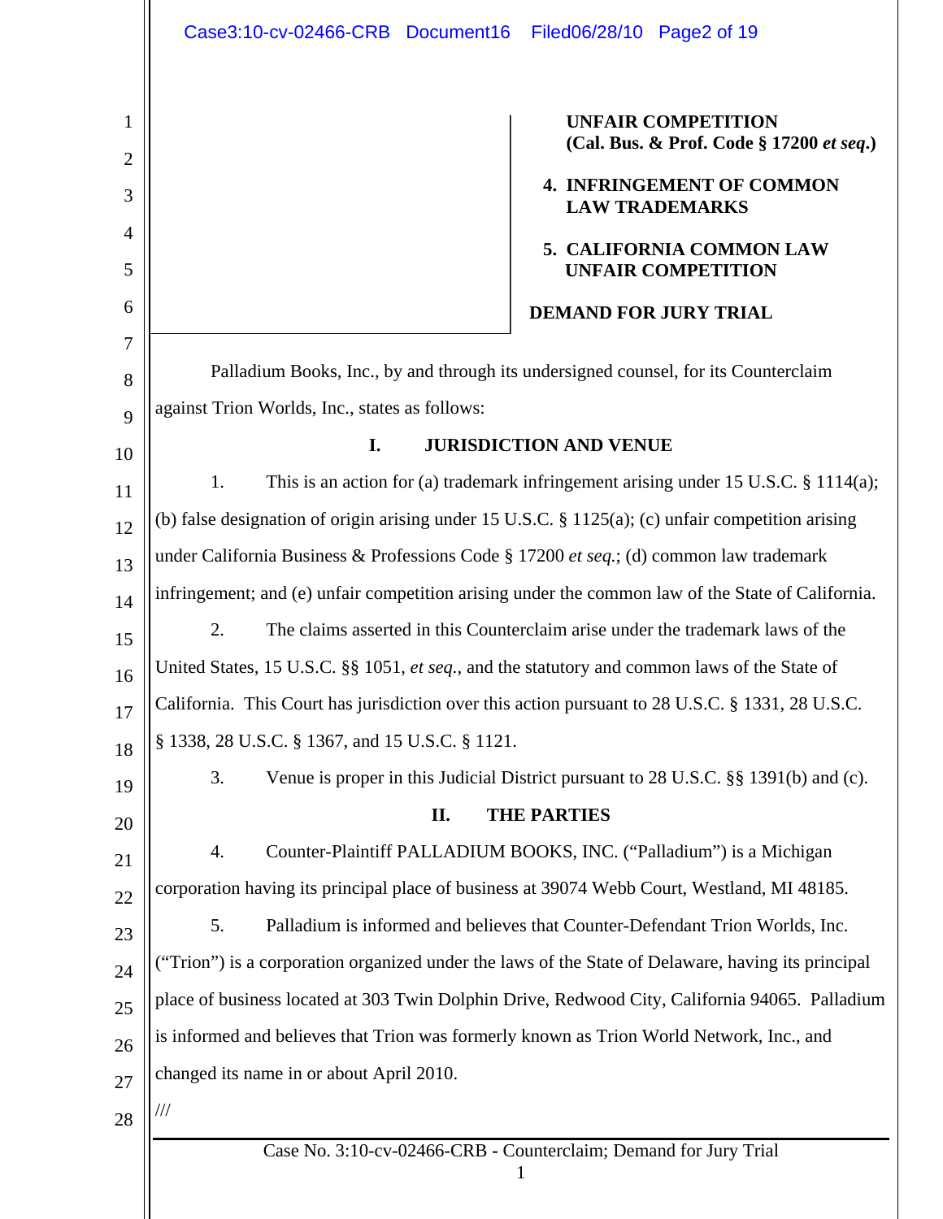**UNFAIR COMPETITION (Cal. Bus. & Prof. Code § 17200 *et seq.*)**

**4. INFRINGEMENT OF COMMON LAW TRADEMARKS**

**5. CALIFORNIA COMMON LAW UNFAIR COMPETITION**

**DEMAND FOR JURY TRIAL**

Palladium Books, Inc., by and through its undersigned counsel, for its Counterclaim against Trion Worlds, Inc., states as follows:

## I. JURISDICTION AND VENUE

1. This is an action for (a) trademark infringement arising under 15 U.S.C. § 1114(a); (b) false designation of origin arising under 15 U.S.C. § 1125(a); (c) unfair competition arising under California Business & Professions Code § 17200 *et seq.*; (d) common law trademark infringement; and (e) unfair competition arising under the common law of the State of California.

2. The claims asserted in this Counterclaim arise under the trademark laws of the United States, 15 U.S.C. §§ 1051, *et seq.*, and the statutory and common laws of the State of California. This Court has jurisdiction over this action pursuant to 28 U.S.C. § 1331, 28 U.S.C. § 1338, 28 U.S.C. § 1367, and 15 U.S.C. § 1121.

3. Venue is proper in this Judicial District pursuant to 28 U.S.C. §§ 1391(b) and (c).

## II. THE PARTIES

4. Counter-Plaintiff PALLADIUM BOOKS, INC. ("Palladium") is a Michigan corporation having its principal place of business at 39074 Webb Court, Westland, MI 48185.

5. Palladium is informed and believes that Counter-Defendant Trion Worlds, Inc. ("Trion") is a corporation organized under the laws of the State of Delaware, having its principal place of business located at 303 Twin Dolphin Drive, Redwood City, California 94065. Palladium is informed and believes that Trion was formerly known as Trion World Network, Inc., and changed its name in or about April 2010.

///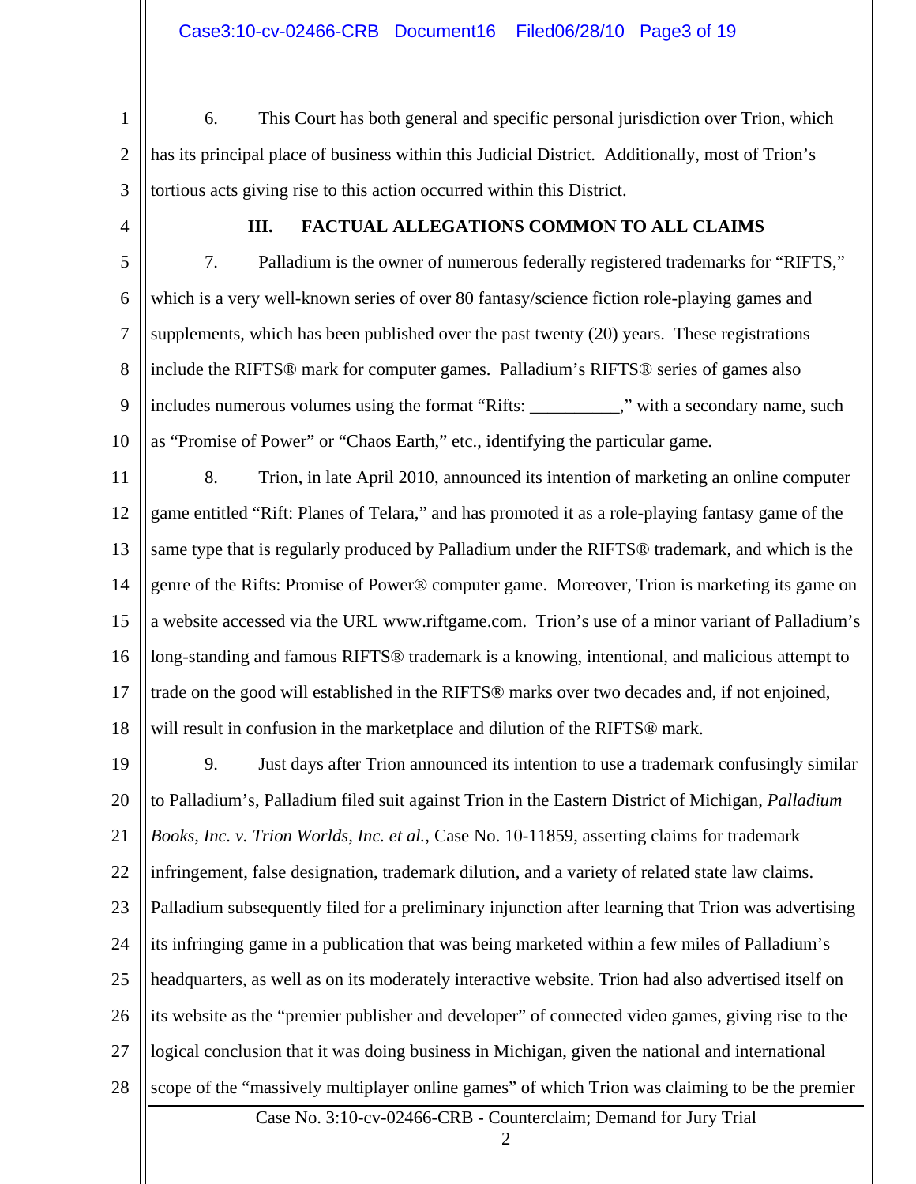6. This Court has both general and specific personal jurisdiction over Trion, which has its principal place of business within this Judicial District. Additionally, most of Trion's tortious acts giving rise to this action occurred within this District.

## III. FACTUAL ALLEGATIONS COMMON TO ALL CLAIMS

7. Palladium is the owner of numerous federally registered trademarks for "RIFTS," which is a very well-known series of over 80 fantasy/science fiction role-playing games and supplements, which has been published over the past twenty (20) years. These registrations include the RIFTS® mark for computer games. Palladium's RIFTS® series of games also includes numerous volumes using the format "Rifts: __________," with a secondary name, such as "Promise of Power" or "Chaos Earth," etc., identifying the particular game.

8. Trion, in late April 2010, announced its intention of marketing an online computer game entitled "Rift: Planes of Telara," and has promoted it as a role-playing fantasy game of the same type that is regularly produced by Palladium under the RIFTS® trademark, and which is the genre of the Rifts: Promise of Power® computer game. Moreover, Trion is marketing its game on a website accessed via the URL www.riftgame.com. Trion's use of a minor variant of Palladium's long-standing and famous RIFTS® trademark is a knowing, intentional, and malicious attempt to trade on the good will established in the RIFTS® marks over two decades and, if not enjoined, will result in confusion in the marketplace and dilution of the RIFTS® mark.

9. Just days after Trion announced its intention to use a trademark confusingly similar to Palladium's, Palladium filed suit against Trion in the Eastern District of Michigan, *Palladium Books, Inc. v. Trion Worlds, Inc. et al.*, Case No. 10-11859, asserting claims for trademark infringement, false designation, trademark dilution, and a variety of related state law claims. Palladium subsequently filed for a preliminary injunction after learning that Trion was advertising its infringing game in a publication that was being marketed within a few miles of Palladium's headquarters, as well as on its moderately interactive website. Trion had also advertised itself on its website as the "premier publisher and developer" of connected video games, giving rise to the logical conclusion that it was doing business in Michigan, given the national and international scope of the "massively multiplayer online games" of which Trion was claiming to be the premier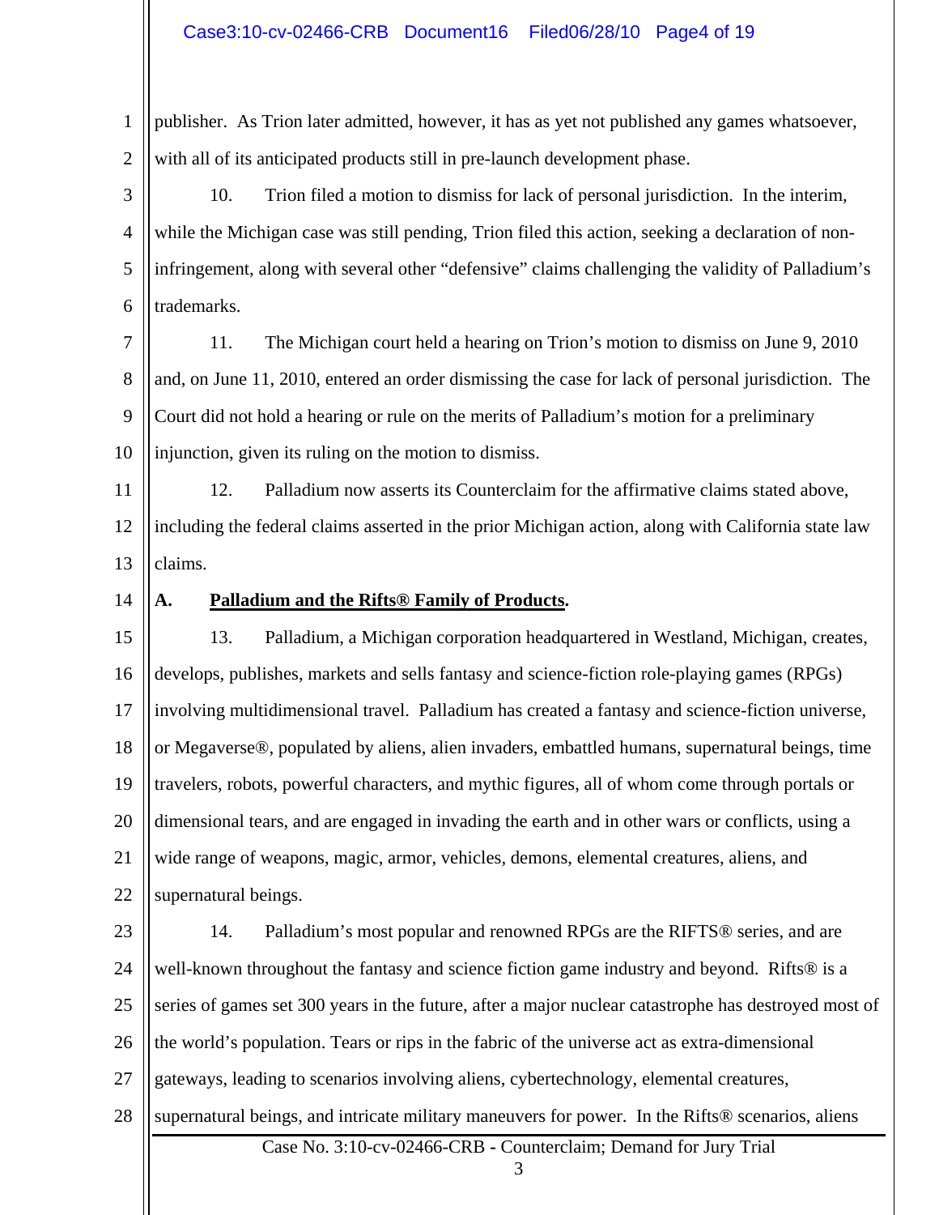publisher. As Trion later admitted, however, it has as yet not published any games whatsoever, with all of its anticipated products still in pre-launch development phase.

10. Trion filed a motion to dismiss for lack of personal jurisdiction. In the interim, while the Michigan case was still pending, Trion filed this action, seeking a declaration of non-infringement, along with several other "defensive" claims challenging the validity of Palladium's trademarks.

11. The Michigan court held a hearing on Trion's motion to dismiss on June 9, 2010 and, on June 11, 2010, entered an order dismissing the case for lack of personal jurisdiction. The Court did not hold a hearing or rule on the merits of Palladium's motion for a preliminary injunction, given its ruling on the motion to dismiss.

12. Palladium now asserts its Counterclaim for the affirmative claims stated above, including the federal claims asserted in the prior Michigan action, along with California state law claims.

**A. <u>Palladium and the Rifts® Family of Products</u>.**

13. Palladium, a Michigan corporation headquartered in Westland, Michigan, creates, develops, publishes, markets and sells fantasy and science-fiction role-playing games (RPGs) involving multidimensional travel. Palladium has created a fantasy and science-fiction universe, or Megaverse®, populated by aliens, alien invaders, embattled humans, supernatural beings, time travelers, robots, powerful characters, and mythic figures, all of whom come through portals or dimensional tears, and are engaged in invading the earth and in other wars or conflicts, using a wide range of weapons, magic, armor, vehicles, demons, elemental creatures, aliens, and supernatural beings.

14. Palladium's most popular and renowned RPGs are the RIFTS® series, and are well-known throughout the fantasy and science fiction game industry and beyond. Rifts® is a series of games set 300 years in the future, after a major nuclear catastrophe has destroyed most of the world's population. Tears or rips in the fabric of the universe act as extra-dimensional gateways, leading to scenarios involving aliens, cybertechnology, elemental creatures, supernatural beings, and intricate military maneuvers for power. In the Rifts® scenarios, aliens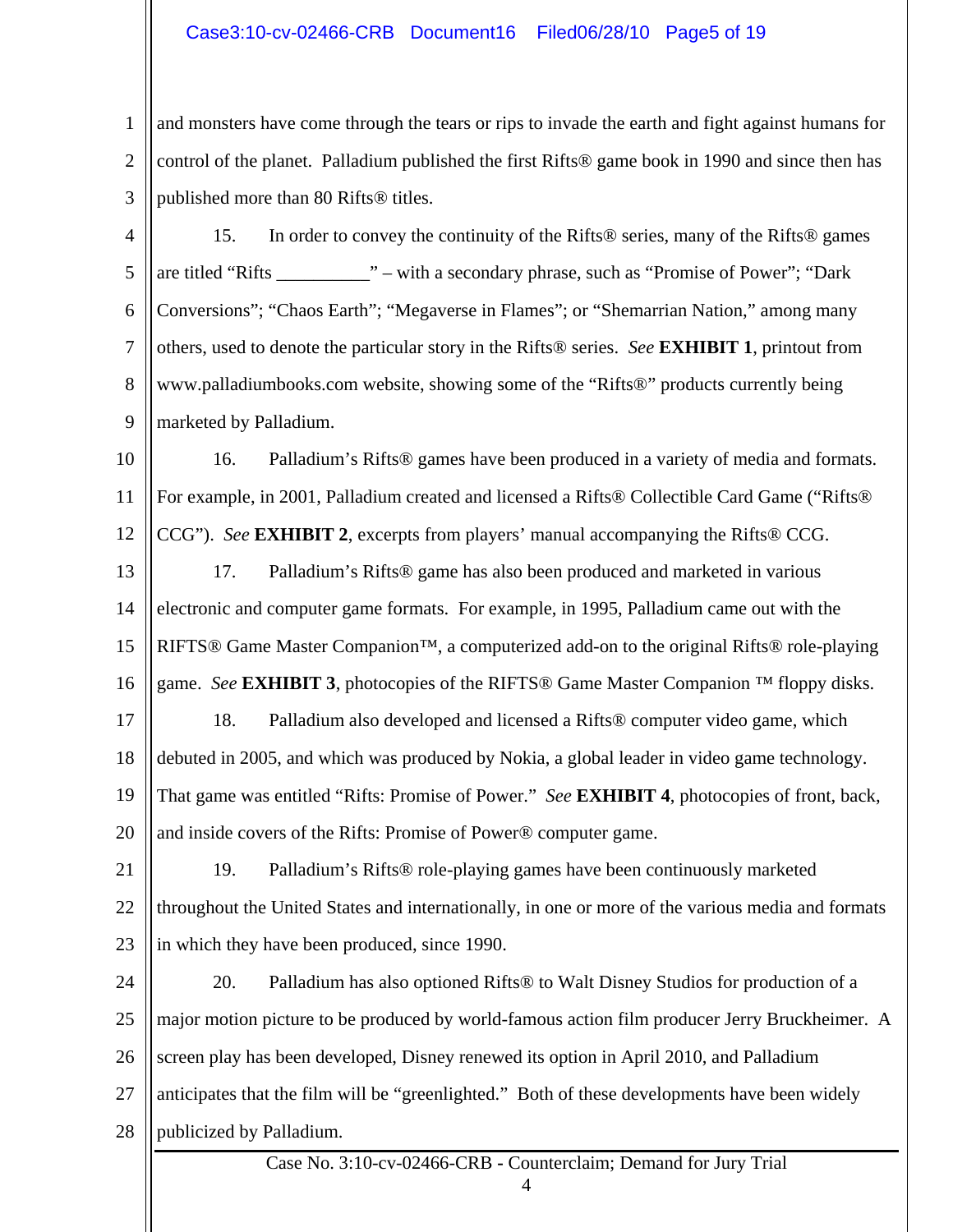and monsters have come through the tears or rips to invade the earth and fight against humans for control of the planet. Palladium published the first Rifts® game book in 1990 and since then has published more than 80 Rifts® titles.

15. In order to convey the continuity of the Rifts® series, many of the Rifts® games are titled "Rifts __________" – with a secondary phrase, such as "Promise of Power"; "Dark Conversions"; "Chaos Earth"; "Megaverse in Flames"; or "Shemarrian Nation," among many others, used to denote the particular story in the Rifts® series. *See* **EXHIBIT 1**, printout from www.palladiumbooks.com website, showing some of the "Rifts®" products currently being marketed by Palladium.

16. Palladium's Rifts® games have been produced in a variety of media and formats. For example, in 2001, Palladium created and licensed a Rifts® Collectible Card Game ("Rifts® CCG"). *See* **EXHIBIT 2**, excerpts from players' manual accompanying the Rifts® CCG.

17. Palladium's Rifts® game has also been produced and marketed in various electronic and computer game formats. For example, in 1995, Palladium came out with the RIFTS® Game Master Companion™, a computerized add-on to the original Rifts® role-playing game. *See* **EXHIBIT 3**, photocopies of the RIFTS® Game Master Companion ™ floppy disks.

18. Palladium also developed and licensed a Rifts® computer video game, which debuted in 2005, and which was produced by Nokia, a global leader in video game technology. That game was entitled "Rifts: Promise of Power." *See* **EXHIBIT 4**, photocopies of front, back, and inside covers of the Rifts: Promise of Power® computer game.

19. Palladium's Rifts® role-playing games have been continuously marketed throughout the United States and internationally, in one or more of the various media and formats in which they have been produced, since 1990.

20. Palladium has also optioned Rifts® to Walt Disney Studios for production of a major motion picture to be produced by world-famous action film producer Jerry Bruckheimer. A screen play has been developed, Disney renewed its option in April 2010, and Palladium anticipates that the film will be "greenlighted." Both of these developments have been widely publicized by Palladium.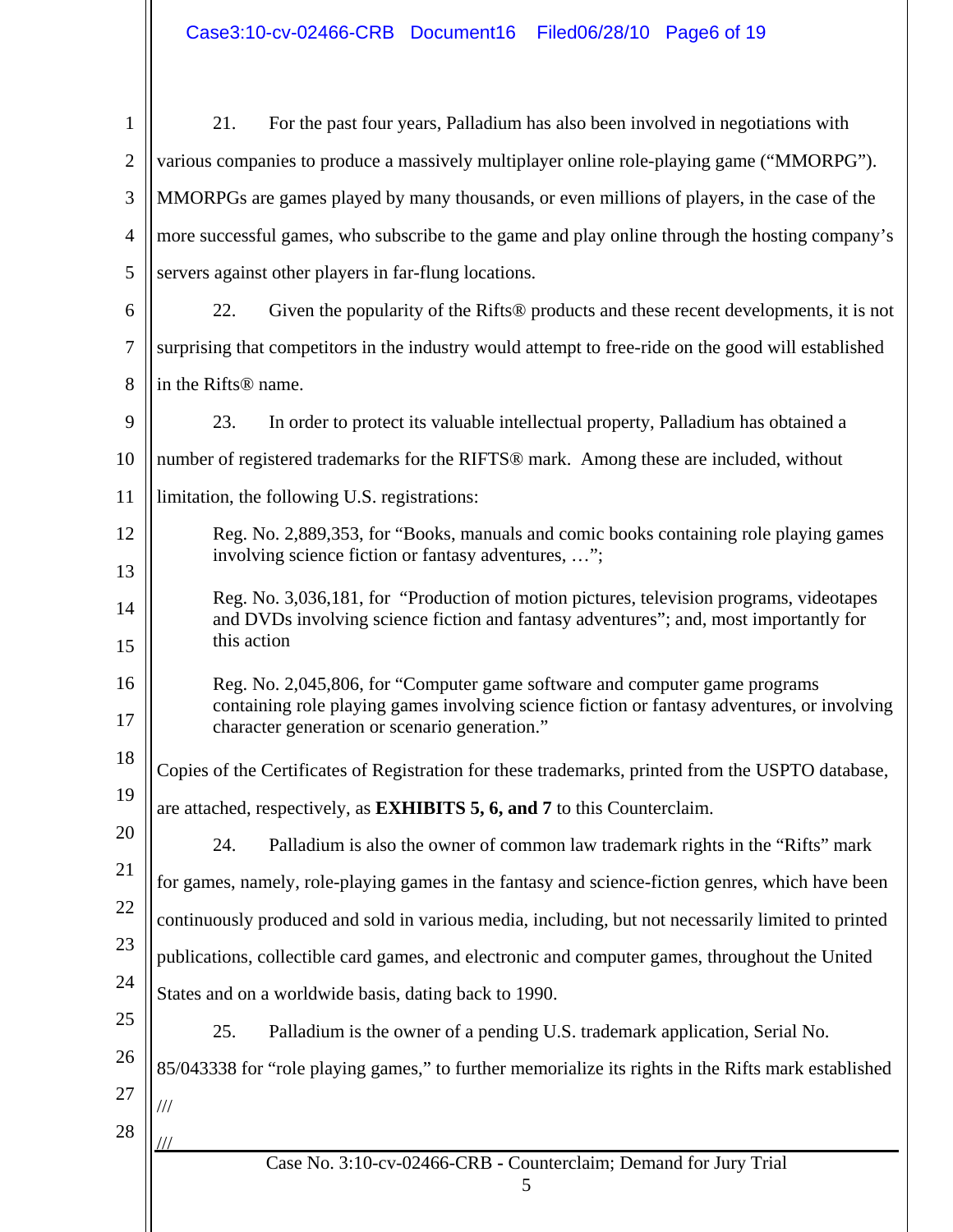21. For the past four years, Palladium has also been involved in negotiations with various companies to produce a massively multiplayer online role-playing game ("MMORPG"). MMORPGs are games played by many thousands, or even millions of players, in the case of the more successful games, who subscribe to the game and play online through the hosting company's servers against other players in far-flung locations.

22. Given the popularity of the Rifts® products and these recent developments, it is not surprising that competitors in the industry would attempt to free-ride on the good will established in the Rifts® name.

23. In order to protect its valuable intellectual property, Palladium has obtained a number of registered trademarks for the RIFTS® mark. Among these are included, without limitation, the following U.S. registrations:

> Reg. No. 2,889,353, for "Books, manuals and comic books containing role playing games involving science fiction or fantasy adventures, …";
>
> Reg. No. 3,036,181, for "Production of motion pictures, television programs, videotapes and DVDs involving science fiction and fantasy adventures"; and, most importantly for this action
>
> Reg. No. 2,045,806, for "Computer game software and computer game programs containing role playing games involving science fiction or fantasy adventures, or involving character generation or scenario generation."

Copies of the Certificates of Registration for these trademarks, printed from the USPTO database, are attached, respectively, as **EXHIBITS 5, 6, and 7** to this Counterclaim.

24. Palladium is also the owner of common law trademark rights in the "Rifts" mark for games, namely, role-playing games in the fantasy and science-fiction genres, which have been continuously produced and sold in various media, including, but not necessarily limited to printed publications, collectible card games, and electronic and computer games, throughout the United States and on a worldwide basis, dating back to 1990.

25. Palladium is the owner of a pending U.S. trademark application, Serial No. 85/043338 for "role playing games," to further memorialize its rights in the Rifts mark established

///

///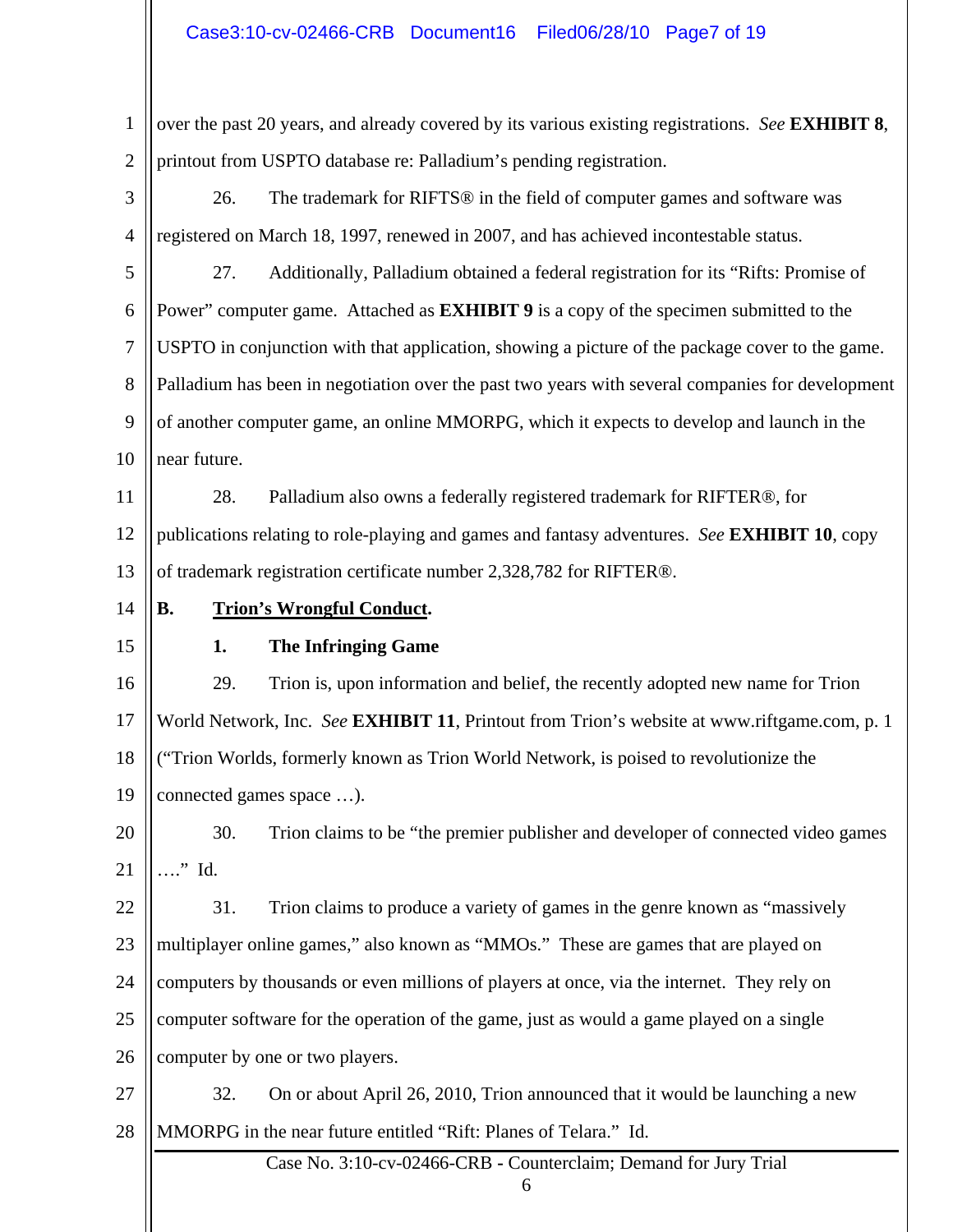over the past 20 years, and already covered by its various existing registrations. *See* **EXHIBIT 8**, printout from USPTO database re: Palladium's pending registration.

26. The trademark for RIFTS® in the field of computer games and software was registered on March 18, 1997, renewed in 2007, and has achieved incontestable status.

27. Additionally, Palladium obtained a federal registration for its "Rifts: Promise of Power" computer game. Attached as **EXHIBIT 9** is a copy of the specimen submitted to the USPTO in conjunction with that application, showing a picture of the package cover to the game. Palladium has been in negotiation over the past two years with several companies for development of another computer game, an online MMORPG, which it expects to develop and launch in the near future.

28. Palladium also owns a federally registered trademark for RIFTER®, for publications relating to role-playing and games and fantasy adventures. *See* **EXHIBIT 10**, copy of trademark registration certificate number 2,328,782 for RIFTER®.

## B. Trion's Wrongful Conduct.

### 1. The Infringing Game

29. Trion is, upon information and belief, the recently adopted new name for Trion World Network, Inc. *See* **EXHIBIT 11**, Printout from Trion's website at www.riftgame.com, p. 1 ("Trion Worlds, formerly known as Trion World Network, is poised to revolutionize the connected games space …).

30. Trion claims to be "the premier publisher and developer of connected video games …." Id.

31. Trion claims to produce a variety of games in the genre known as "massively multiplayer online games," also known as "MMOs." These are games that are played on computers by thousands or even millions of players at once, via the internet. They rely on computer software for the operation of the game, just as would a game played on a single computer by one or two players.

32. On or about April 26, 2010, Trion announced that it would be launching a new MMORPG in the near future entitled "Rift: Planes of Telara." Id.

Case No. 3:10-cv-02466-CRB - Counterclaim; Demand for Jury Trial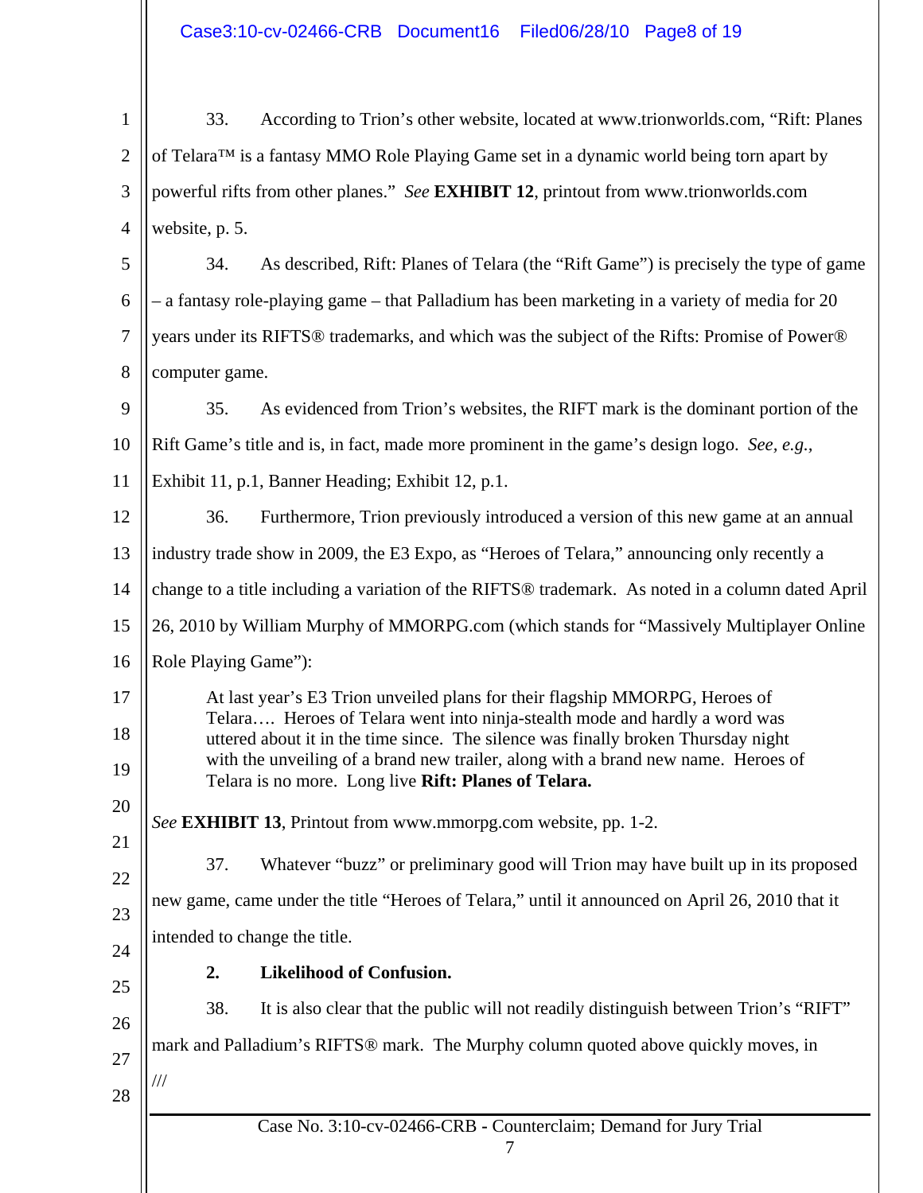33. According to Trion's other website, located at www.trionworlds.com, "Rift: Planes of Telara™ is a fantasy MMO Role Playing Game set in a dynamic world being torn apart by powerful rifts from other planes." *See* **EXHIBIT 12**, printout from www.trionworlds.com website, p. 5.

34. As described, Rift: Planes of Telara (the "Rift Game") is precisely the type of game – a fantasy role-playing game – that Palladium has been marketing in a variety of media for 20 years under its RIFTS® trademarks, and which was the subject of the Rifts: Promise of Power® computer game.

35. As evidenced from Trion's websites, the RIFT mark is the dominant portion of the Rift Game's title and is, in fact, made more prominent in the game's design logo. *See, e.g.*, Exhibit 11, p.1, Banner Heading; Exhibit 12, p.1.

36. Furthermore, Trion previously introduced a version of this new game at an annual industry trade show in 2009, the E3 Expo, as "Heroes of Telara," announcing only recently a change to a title including a variation of the RIFTS® trademark. As noted in a column dated April 26, 2010 by William Murphy of MMORPG.com (which stands for "Massively Multiplayer Online Role Playing Game"):

> At last year's E3 Trion unveiled plans for their flagship MMORPG, Heroes of Telara…. Heroes of Telara went into ninja-stealth mode and hardly a word was uttered about it in the time since. The silence was finally broken Thursday night with the unveiling of a brand new trailer, along with a brand new name. Heroes of Telara is no more. Long live **Rift: Planes of Telara.**

*See* **EXHIBIT 13**, Printout from www.mmorpg.com website, pp. 1-2.

37. Whatever "buzz" or preliminary good will Trion may have built up in its proposed new game, came under the title "Heroes of Telara," until it announced on April 26, 2010 that it intended to change the title.

**2. Likelihood of Confusion.**

38. It is also clear that the public will not readily distinguish between Trion's "RIFT" mark and Palladium's RIFTS® mark. The Murphy column quoted above quickly moves, in

///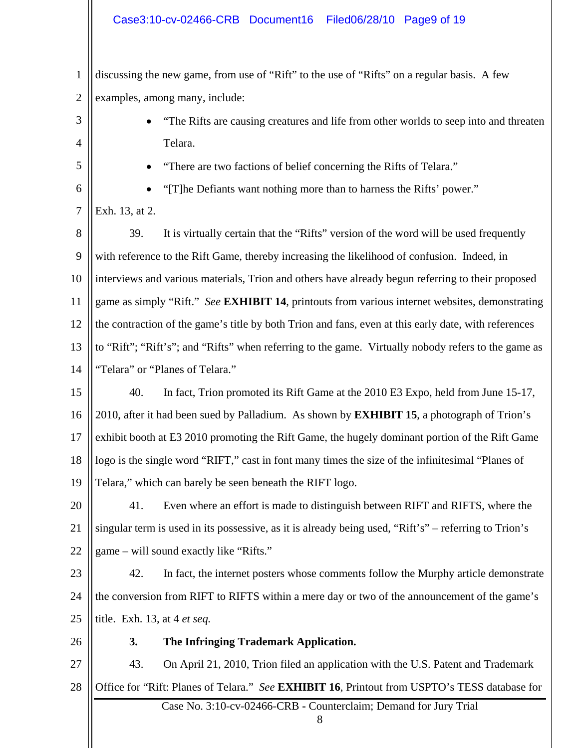discussing the new game, from use of "Rift" to the use of "Rifts" on a regular basis. A few examples, among many, include:

- "The Rifts are causing creatures and life from other worlds to seep into and threaten Telara.
- "There are two factions of belief concerning the Rifts of Telara."
- "[T]he Defiants want nothing more than to harness the Rifts' power."

Exh. 13, at 2.

39. It is virtually certain that the "Rifts" version of the word will be used frequently with reference to the Rift Game, thereby increasing the likelihood of confusion. Indeed, in interviews and various materials, Trion and others have already begun referring to their proposed game as simply "Rift." *See* **EXHIBIT 14**, printouts from various internet websites, demonstrating the contraction of the game's title by both Trion and fans, even at this early date, with references to "Rift"; "Rift's"; and "Rifts" when referring to the game. Virtually nobody refers to the game as "Telara" or "Planes of Telara."

40. In fact, Trion promoted its Rift Game at the 2010 E3 Expo, held from June 15-17, 2010, after it had been sued by Palladium. As shown by **EXHIBIT 15**, a photograph of Trion's exhibit booth at E3 2010 promoting the Rift Game, the hugely dominant portion of the Rift Game logo is the single word "RIFT," cast in font many times the size of the infinitesimal "Planes of Telara," which can barely be seen beneath the RIFT logo.

41. Even where an effort is made to distinguish between RIFT and RIFTS, where the singular term is used in its possessive, as it is already being used, "Rift's" – referring to Trion's game – will sound exactly like "Rifts."

42. In fact, the internet posters whose comments follow the Murphy article demonstrate the conversion from RIFT to RIFTS within a mere day or two of the announcement of the game's title. Exh. 13, at 4 *et seq.*

**3. The Infringing Trademark Application.**

43. On April 21, 2010, Trion filed an application with the U.S. Patent and Trademark Office for "Rift: Planes of Telara." *See* **EXHIBIT 16**, Printout from USPTO's TESS database for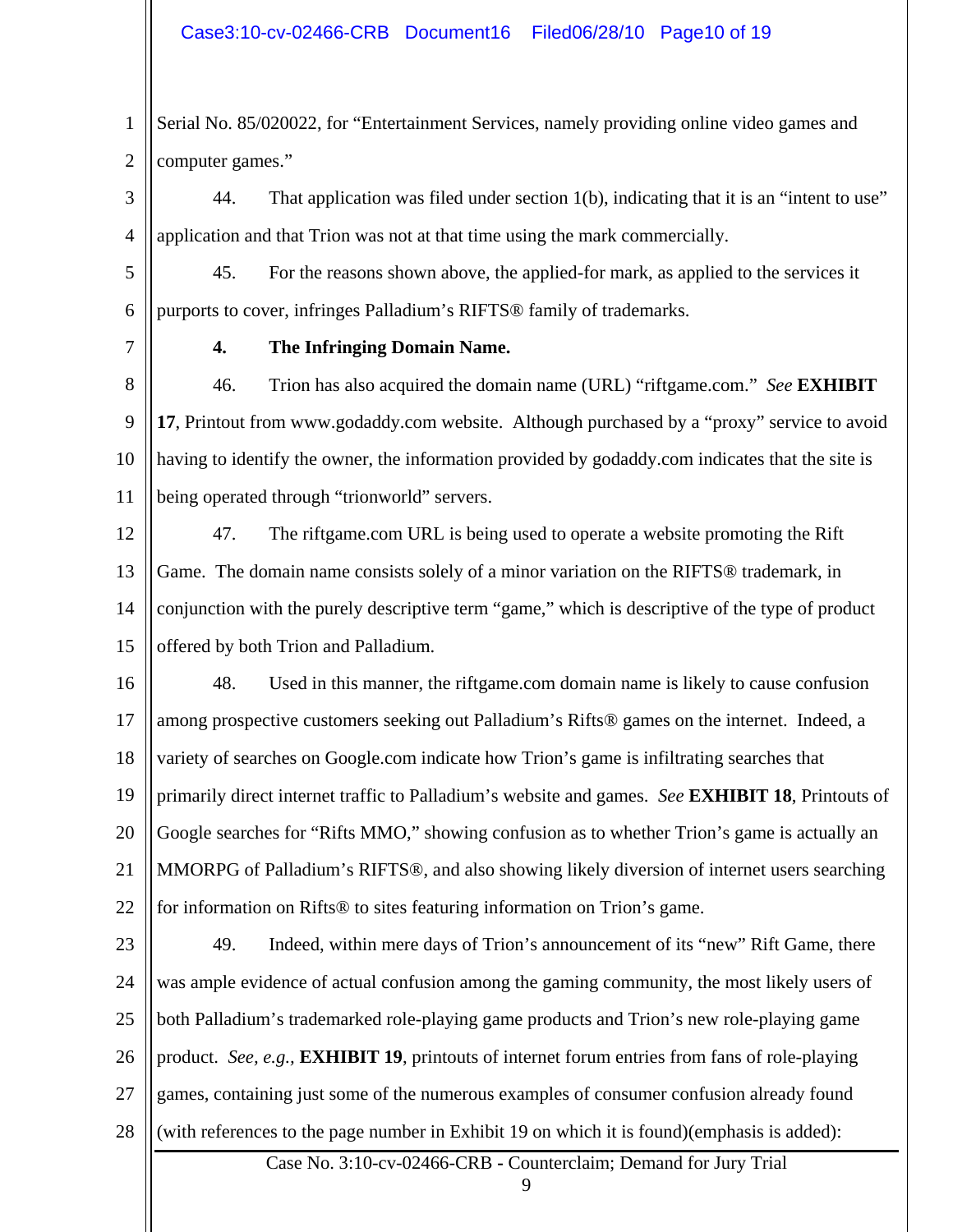Serial No. 85/020022, for "Entertainment Services, namely providing online video games and computer games."

44. That application was filed under section 1(b), indicating that it is an "intent to use" application and that Trion was not at that time using the mark commercially.

45. For the reasons shown above, the applied-for mark, as applied to the services it purports to cover, infringes Palladium's RIFTS® family of trademarks.

**4. The Infringing Domain Name.**

46. Trion has also acquired the domain name (URL) "riftgame.com." *See* **EXHIBIT 17**, Printout from www.godaddy.com website. Although purchased by a "proxy" service to avoid having to identify the owner, the information provided by godaddy.com indicates that the site is being operated through "trionworld" servers.

47. The riftgame.com URL is being used to operate a website promoting the Rift Game. The domain name consists solely of a minor variation on the RIFTS® trademark, in conjunction with the purely descriptive term "game," which is descriptive of the type of product offered by both Trion and Palladium.

48. Used in this manner, the riftgame.com domain name is likely to cause confusion among prospective customers seeking out Palladium's Rifts® games on the internet. Indeed, a variety of searches on Google.com indicate how Trion's game is infiltrating searches that primarily direct internet traffic to Palladium's website and games. *See* **EXHIBIT 18**, Printouts of Google searches for "Rifts MMO," showing confusion as to whether Trion's game is actually an MMORPG of Palladium's RIFTS®, and also showing likely diversion of internet users searching for information on Rifts® to sites featuring information on Trion's game.

49. Indeed, within mere days of Trion's announcement of its "new" Rift Game, there was ample evidence of actual confusion among the gaming community, the most likely users of both Palladium's trademarked role-playing game products and Trion's new role-playing game product. *See, e.g.,* **EXHIBIT 19**, printouts of internet forum entries from fans of role-playing games, containing just some of the numerous examples of consumer confusion already found (with references to the page number in Exhibit 19 on which it is found)(emphasis is added):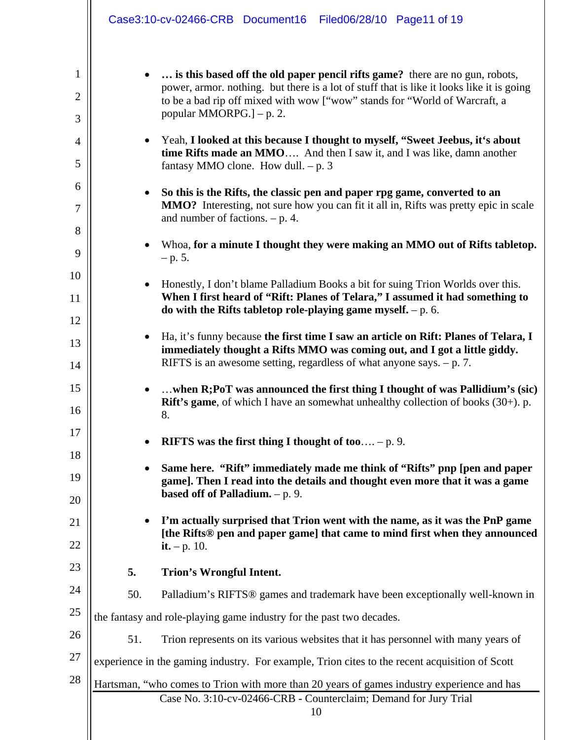- **… is this based off the old paper pencil rifts game?** there are no gun, robots, power, armor. nothing. but there is a lot of stuff that is like it looks like it is going to be a bad rip off mixed with wow ["wow" stands for "World of Warcraft, a popular MMORPG.] – p. 2.

- Yeah, **I looked at this because I thought to myself, "Sweet Jeebus, it's about time Rifts made an MMO**…. And then I saw it, and I was like, damn another fantasy MMO clone. How dull. – p. 3

- **So this is the Rifts, the classic pen and paper rpg game, converted to an MMO?** Interesting, not sure how you can fit it all in, Rifts was pretty epic in scale and number of factions. – p. 4.

- Whoa, **for a minute I thought they were making an MMO out of Rifts tabletop.** – p. 5.

- Honestly, I don't blame Palladium Books a bit for suing Trion Worlds over this. **When I first heard of "Rift: Planes of Telara," I assumed it had something to do with the Rifts tabletop role-playing game myself.** – p. 6.

- Ha, it's funny because **the first time I saw an article on Rift: Planes of Telara, I immediately thought a Rifts MMO was coming out, and I got a little giddy.** RIFTS is an awesome setting, regardless of what anyone says. – p. 7.

- …**when R;PoT was announced the first thing I thought of was Pallidium's (sic) Rift's game**, of which I have an somewhat unhealthy collection of books (30+). p. 8.

- **RIFTS was the first thing I thought of too**…. – p. 9.

- **Same here. "Rift" immediately made me think of "Rifts" pnp [pen and paper game]. Then I read into the details and thought even more that it was a game based off of Palladium.** – p. 9.

- **I'm actually surprised that Trion went with the name, as it was the PnP game [the Rifts® pen and paper game] that came to mind first when they announced it.** – p. 10.

**5. Trion's Wrongful Intent.**

50. Palladium's RIFTS® games and trademark have been exceptionally well-known in the fantasy and role-playing game industry for the past two decades.

51. Trion represents on its various websites that it has personnel with many years of experience in the gaming industry. For example, Trion cites to the recent acquisition of Scott Hartsman, "who comes to Trion with more than 20 years of games industry experience and has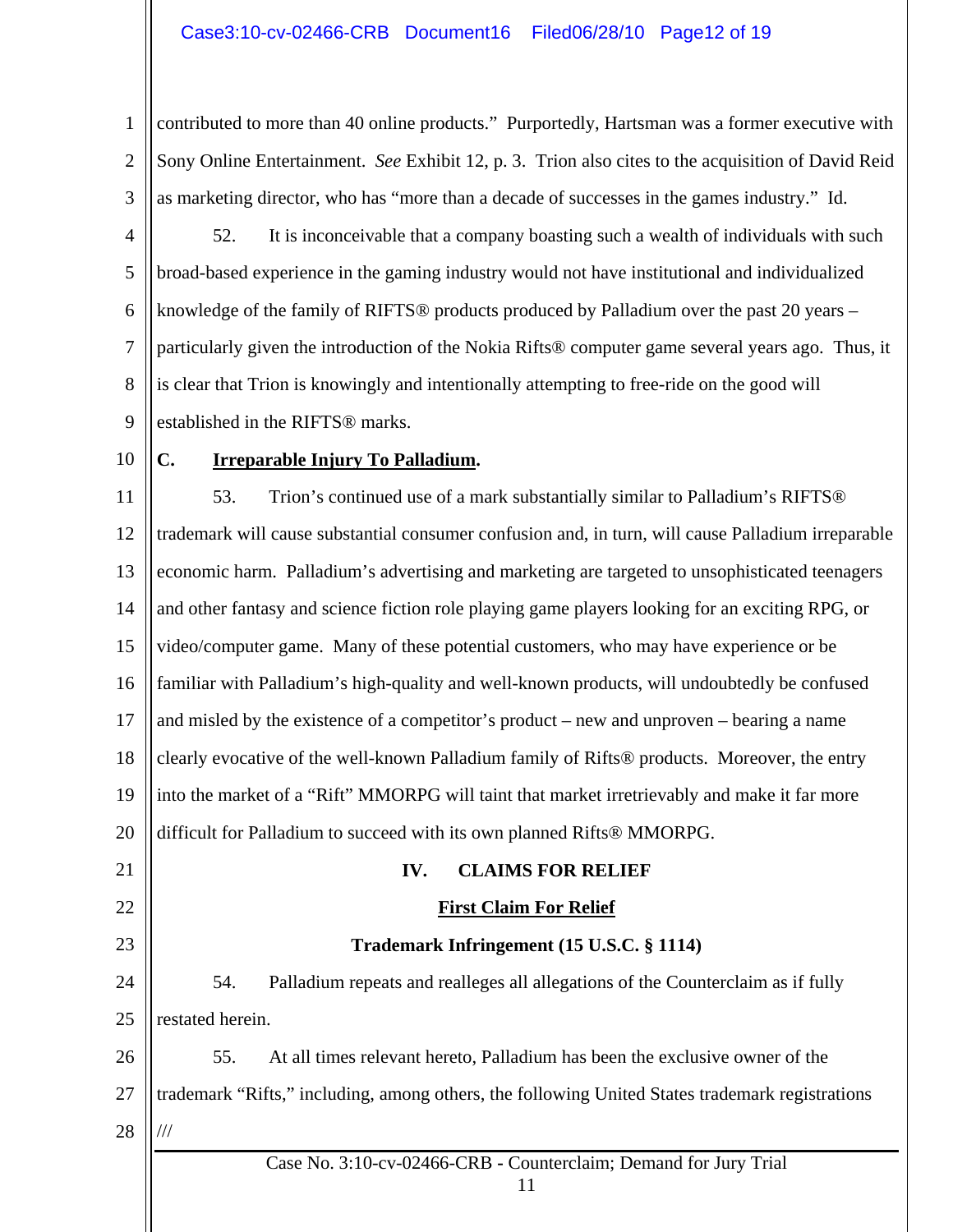contributed to more than 40 online products." Purportedly, Hartsman was a former executive with Sony Online Entertainment. *See* Exhibit 12, p. 3. Trion also cites to the acquisition of David Reid as marketing director, who has "more than a decade of successes in the games industry." Id.

52. It is inconceivable that a company boasting such a wealth of individuals with such broad-based experience in the gaming industry would not have institutional and individualized knowledge of the family of RIFTS® products produced by Palladium over the past 20 years – particularly given the introduction of the Nokia Rifts® computer game several years ago. Thus, it is clear that Trion is knowingly and intentionally attempting to free-ride on the good will established in the RIFTS® marks.

**C. Irreparable Injury To Palladium.**

53. Trion's continued use of a mark substantially similar to Palladium's RIFTS® trademark will cause substantial consumer confusion and, in turn, will cause Palladium irreparable economic harm. Palladium's advertising and marketing are targeted to unsophisticated teenagers and other fantasy and science fiction role playing game players looking for an exciting RPG, or video/computer game. Many of these potential customers, who may have experience or be familiar with Palladium's high-quality and well-known products, will undoubtedly be confused and misled by the existence of a competitor's product – new and unproven – bearing a name clearly evocative of the well-known Palladium family of Rifts® products. Moreover, the entry into the market of a "Rift" MMORPG will taint that market irretrievably and make it far more difficult for Palladium to succeed with its own planned Rifts® MMORPG.

## IV. CLAIMS FOR RELIEF

### First Claim For Relief

### Trademark Infringement (15 U.S.C. § 1114)

54. Palladium repeats and realleges all allegations of the Counterclaim as if fully restated herein.

55. At all times relevant hereto, Palladium has been the exclusive owner of the trademark "Rifts," including, among others, the following United States trademark registrations

///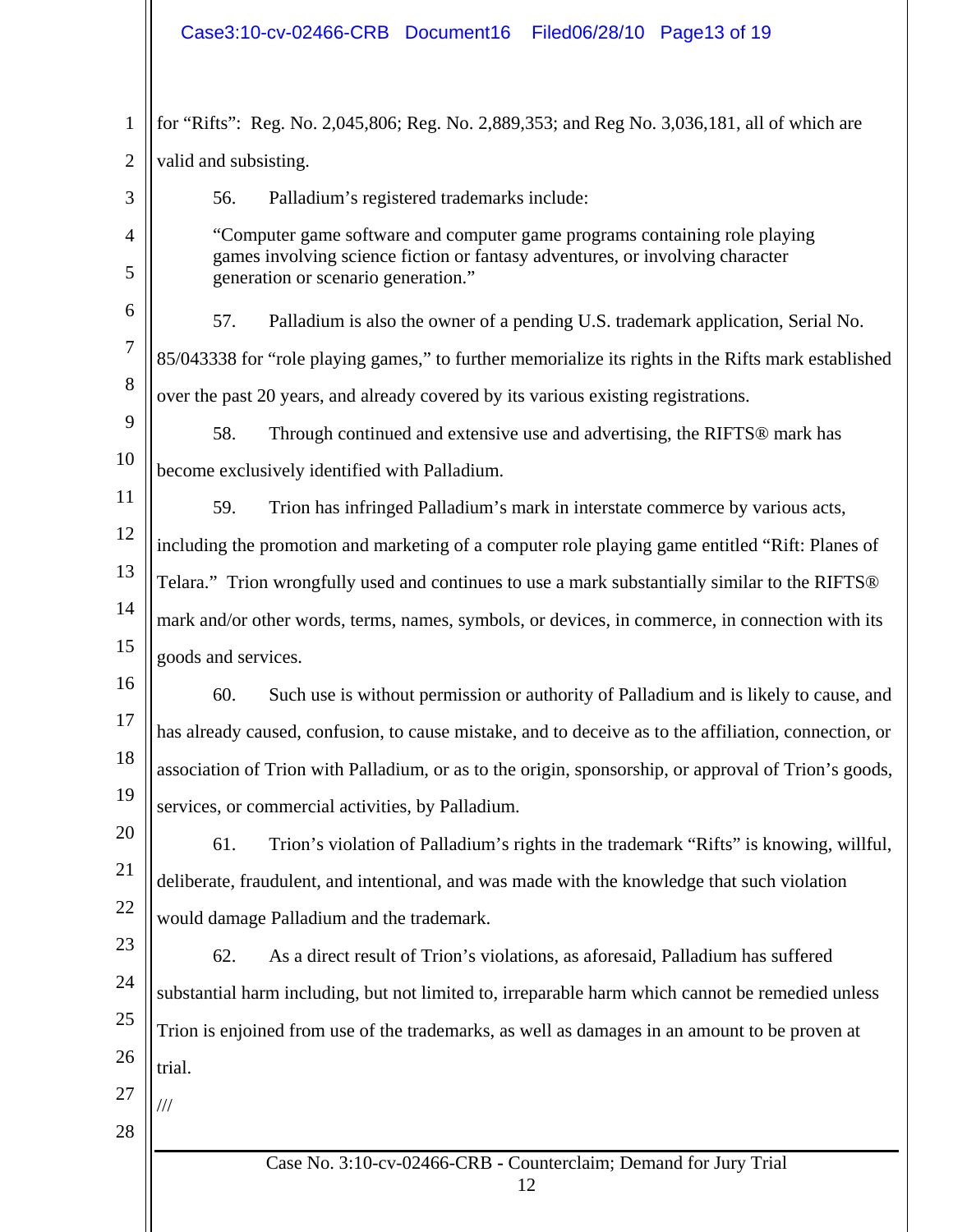for “Rifts”: Reg. No. 2,045,806; Reg. No. 2,889,353; and Reg No. 3,036,181, all of which are valid and subsisting.

56. Palladium’s registered trademarks include:

> “Computer game software and computer game programs containing role playing games involving science fiction or fantasy adventures, or involving character generation or scenario generation.”

57. Palladium is also the owner of a pending U.S. trademark application, Serial No. 85/043338 for “role playing games,” to further memorialize its rights in the Rifts mark established over the past 20 years, and already covered by its various existing registrations.

58. Through continued and extensive use and advertising, the RIFTS® mark has become exclusively identified with Palladium.

59. Trion has infringed Palladium’s mark in interstate commerce by various acts, including the promotion and marketing of a computer role playing game entitled “Rift: Planes of Telara.” Trion wrongfully used and continues to use a mark substantially similar to the RIFTS® mark and/or other words, terms, names, symbols, or devices, in commerce, in connection with its goods and services.

60. Such use is without permission or authority of Palladium and is likely to cause, and has already caused, confusion, to cause mistake, and to deceive as to the affiliation, connection, or association of Trion with Palladium, or as to the origin, sponsorship, or approval of Trion’s goods, services, or commercial activities, by Palladium.

61. Trion’s violation of Palladium’s rights in the trademark “Rifts” is knowing, willful, deliberate, fraudulent, and intentional, and was made with the knowledge that such violation would damage Palladium and the trademark.

62. As a direct result of Trion’s violations, as aforesaid, Palladium has suffered substantial harm including, but not limited to, irreparable harm which cannot be remedied unless Trion is enjoined from use of the trademarks, as well as damages in an amount to be proven at trial.

///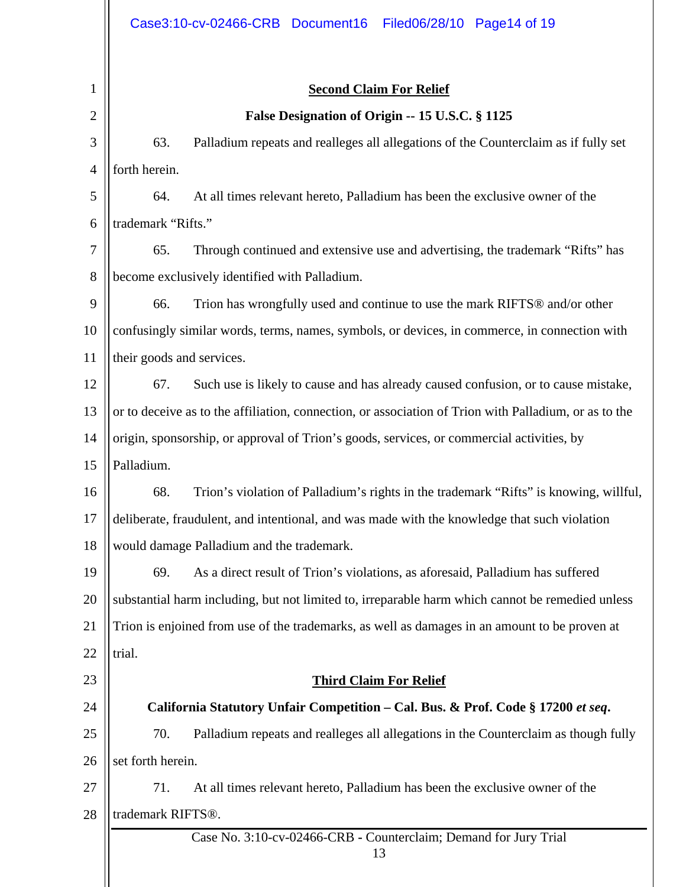**Second Claim For Relief**

**False Designation of Origin -- 15 U.S.C. § 1125**

63. Palladium repeats and realleges all allegations of the Counterclaim as if fully set forth herein.

64. At all times relevant hereto, Palladium has been the exclusive owner of the trademark "Rifts."

65. Through continued and extensive use and advertising, the trademark "Rifts" has become exclusively identified with Palladium.

66. Trion has wrongfully used and continue to use the mark RIFTS® and/or other confusingly similar words, terms, names, symbols, or devices, in commerce, in connection with their goods and services.

67. Such use is likely to cause and has already caused confusion, or to cause mistake, or to deceive as to the affiliation, connection, or association of Trion with Palladium, or as to the origin, sponsorship, or approval of Trion's goods, services, or commercial activities, by Palladium.

68. Trion's violation of Palladium's rights in the trademark "Rifts" is knowing, willful, deliberate, fraudulent, and intentional, and was made with the knowledge that such violation would damage Palladium and the trademark.

69. As a direct result of Trion's violations, as aforesaid, Palladium has suffered substantial harm including, but not limited to, irreparable harm which cannot be remedied unless Trion is enjoined from use of the trademarks, as well as damages in an amount to be proven at trial.

**Third Claim For Relief**

**California Statutory Unfair Competition – Cal. Bus. & Prof. Code § 17200 *et seq*.**

70. Palladium repeats and realleges all allegations in the Counterclaim as though fully set forth herein.

71. At all times relevant hereto, Palladium has been the exclusive owner of the trademark RIFTS®.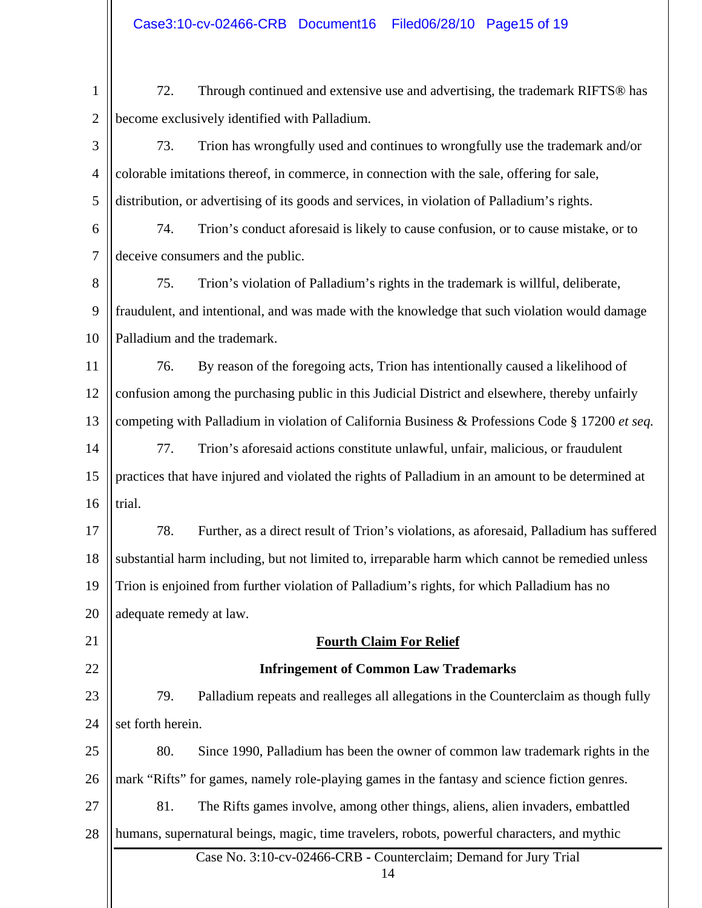72. Through continued and extensive use and advertising, the trademark RIFTS® has become exclusively identified with Palladium.

73. Trion has wrongfully used and continues to wrongfully use the trademark and/or colorable imitations thereof, in commerce, in connection with the sale, offering for sale, distribution, or advertising of its goods and services, in violation of Palladium's rights.

74. Trion's conduct aforesaid is likely to cause confusion, or to cause mistake, or to deceive consumers and the public.

75. Trion's violation of Palladium's rights in the trademark is willful, deliberate, fraudulent, and intentional, and was made with the knowledge that such violation would damage Palladium and the trademark.

76. By reason of the foregoing acts, Trion has intentionally caused a likelihood of confusion among the purchasing public in this Judicial District and elsewhere, thereby unfairly competing with Palladium in violation of California Business & Professions Code § 17200 *et seq.*

77. Trion's aforesaid actions constitute unlawful, unfair, malicious, or fraudulent practices that have injured and violated the rights of Palladium in an amount to be determined at trial.

78. Further, as a direct result of Trion's violations, as aforesaid, Palladium has suffered substantial harm including, but not limited to, irreparable harm which cannot be remedied unless Trion is enjoined from further violation of Palladium's rights, for which Palladium has no adequate remedy at law.

## Fourth Claim For Relief

### Infringement of Common Law Trademarks

79. Palladium repeats and realleges all allegations in the Counterclaim as though fully set forth herein.

80. Since 1990, Palladium has been the owner of common law trademark rights in the mark "Rifts" for games, namely role-playing games in the fantasy and science fiction genres.

81. The Rifts games involve, among other things, aliens, alien invaders, embattled humans, supernatural beings, magic, time travelers, robots, powerful characters, and mythic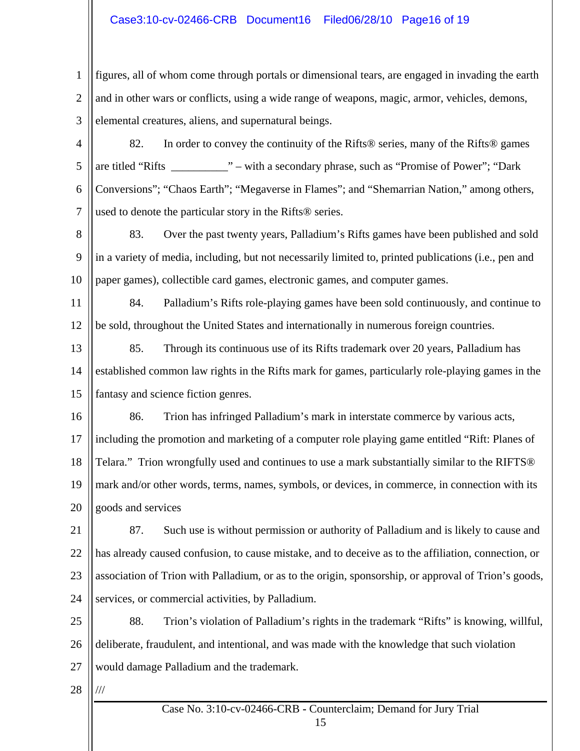figures, all of whom come through portals or dimensional tears, are engaged in invading the earth and in other wars or conflicts, using a wide range of weapons, magic, armor, vehicles, demons, elemental creatures, aliens, and supernatural beings.

82. In order to convey the continuity of the Rifts® series, many of the Rifts® games are titled "Rifts __________" – with a secondary phrase, such as "Promise of Power"; "Dark Conversions"; "Chaos Earth"; "Megaverse in Flames"; and "Shemarrian Nation," among others, used to denote the particular story in the Rifts® series.

83. Over the past twenty years, Palladium's Rifts games have been published and sold in a variety of media, including, but not necessarily limited to, printed publications (i.e., pen and paper games), collectible card games, electronic games, and computer games.

84. Palladium's Rifts role-playing games have been sold continuously, and continue to be sold, throughout the United States and internationally in numerous foreign countries.

85. Through its continuous use of its Rifts trademark over 20 years, Palladium has established common law rights in the Rifts mark for games, particularly role-playing games in the fantasy and science fiction genres.

86. Trion has infringed Palladium's mark in interstate commerce by various acts, including the promotion and marketing of a computer role playing game entitled "Rift: Planes of Telara." Trion wrongfully used and continues to use a mark substantially similar to the RIFTS® mark and/or other words, terms, names, symbols, or devices, in commerce, in connection with its goods and services

87. Such use is without permission or authority of Palladium and is likely to cause and has already caused confusion, to cause mistake, and to deceive as to the affiliation, connection, or association of Trion with Palladium, or as to the origin, sponsorship, or approval of Trion's goods, services, or commercial activities, by Palladium.

88. Trion's violation of Palladium's rights in the trademark "Rifts" is knowing, willful, deliberate, fraudulent, and intentional, and was made with the knowledge that such violation would damage Palladium and the trademark.

///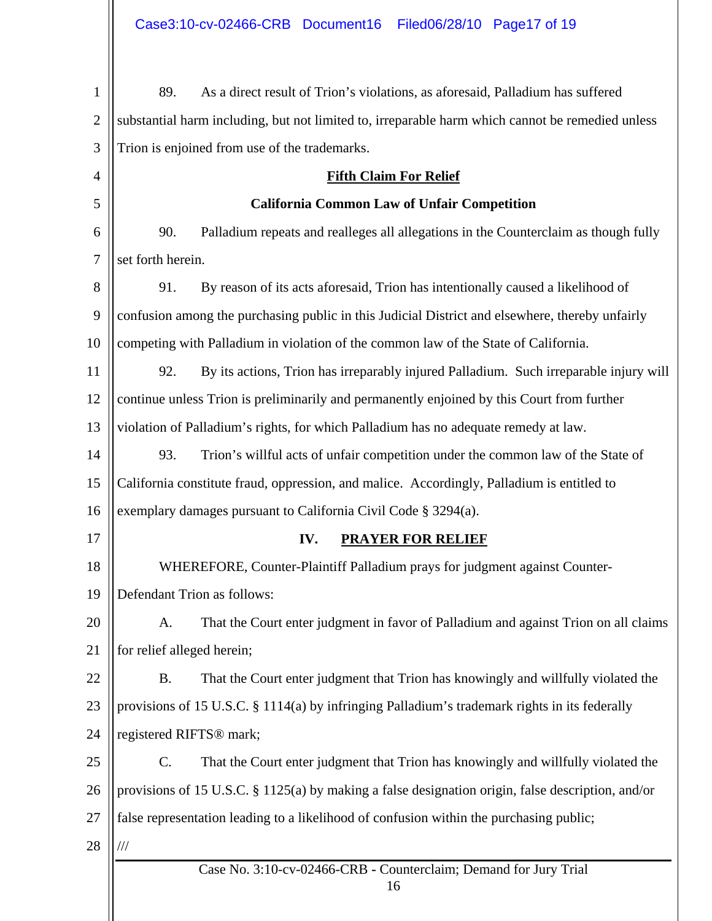89. As a direct result of Trion's violations, as aforesaid, Palladium has suffered substantial harm including, but not limited to, irreparable harm which cannot be remedied unless Trion is enjoined from use of the trademarks.

**Fifth Claim For Relief**

**California Common Law of Unfair Competition**

90. Palladium repeats and realleges all allegations in the Counterclaim as though fully set forth herein.

91. By reason of its acts aforesaid, Trion has intentionally caused a likelihood of confusion among the purchasing public in this Judicial District and elsewhere, thereby unfairly competing with Palladium in violation of the common law of the State of California.

92. By its actions, Trion has irreparably injured Palladium. Such irreparable injury will continue unless Trion is preliminarily and permanently enjoined by this Court from further violation of Palladium's rights, for which Palladium has no adequate remedy at law.

93. Trion's willful acts of unfair competition under the common law of the State of California constitute fraud, oppression, and malice. Accordingly, Palladium is entitled to exemplary damages pursuant to California Civil Code § 3294(a).

**IV. PRAYER FOR RELIEF**

WHEREFORE, Counter-Plaintiff Palladium prays for judgment against Counter-Defendant Trion as follows:

A. That the Court enter judgment in favor of Palladium and against Trion on all claims for relief alleged herein;

B. That the Court enter judgment that Trion has knowingly and willfully violated the provisions of 15 U.S.C. § 1114(a) by infringing Palladium's trademark rights in its federally registered RIFTS® mark;

C. That the Court enter judgment that Trion has knowingly and willfully violated the provisions of 15 U.S.C. § 1125(a) by making a false designation origin, false description, and/or false representation leading to a likelihood of confusion within the purchasing public;

///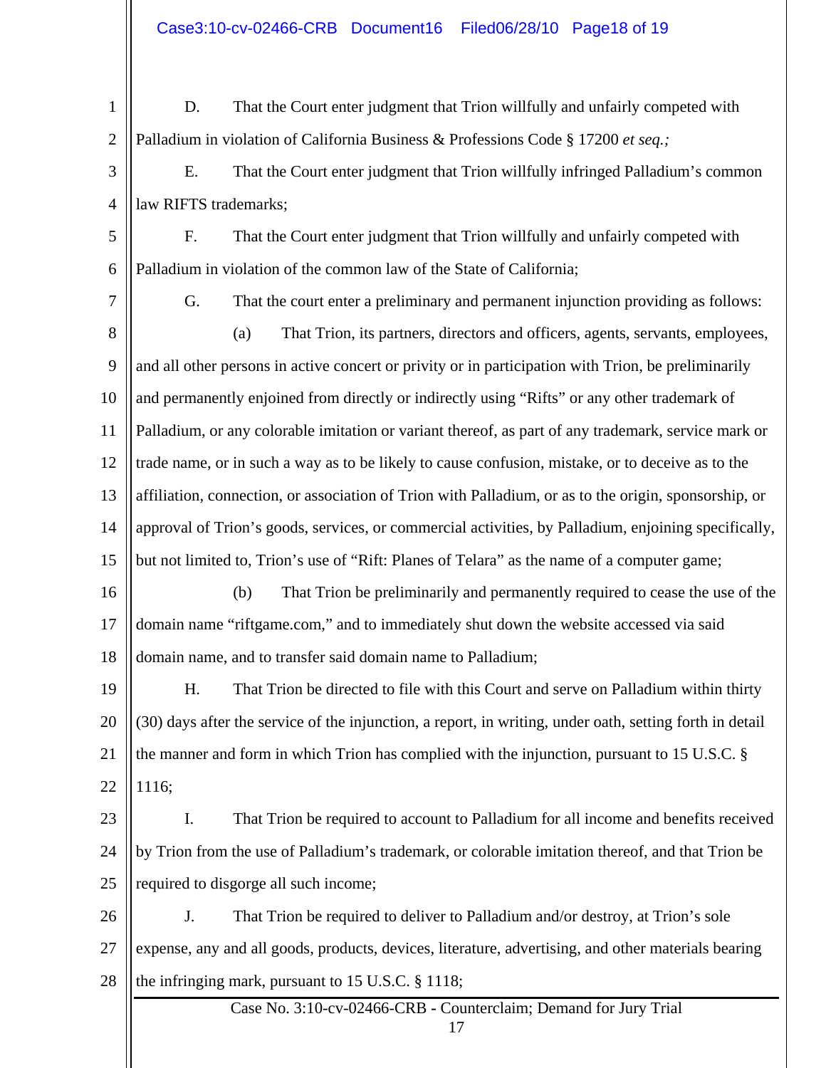D. That the Court enter judgment that Trion willfully and unfairly competed with Palladium in violation of California Business & Professions Code § 17200 *et seq.;*

E. That the Court enter judgment that Trion willfully infringed Palladium's common law RIFTS trademarks;

F. That the Court enter judgment that Trion willfully and unfairly competed with Palladium in violation of the common law of the State of California;

G. That the court enter a preliminary and permanent injunction providing as follows:

(a) That Trion, its partners, directors and officers, agents, servants, employees, and all other persons in active concert or privity or in participation with Trion, be preliminarily and permanently enjoined from directly or indirectly using "Rifts" or any other trademark of Palladium, or any colorable imitation or variant thereof, as part of any trademark, service mark or trade name, or in such a way as to be likely to cause confusion, mistake, or to deceive as to the affiliation, connection, or association of Trion with Palladium, or as to the origin, sponsorship, or approval of Trion's goods, services, or commercial activities, by Palladium, enjoining specifically, but not limited to, Trion's use of "Rift: Planes of Telara" as the name of a computer game;

(b) That Trion be preliminarily and permanently required to cease the use of the domain name "riftgame.com," and to immediately shut down the website accessed via said domain name, and to transfer said domain name to Palladium;

H. That Trion be directed to file with this Court and serve on Palladium within thirty (30) days after the service of the injunction, a report, in writing, under oath, setting forth in detail the manner and form in which Trion has complied with the injunction, pursuant to 15 U.S.C. § 1116;

I. That Trion be required to account to Palladium for all income and benefits received by Trion from the use of Palladium's trademark, or colorable imitation thereof, and that Trion be required to disgorge all such income;

J. That Trion be required to deliver to Palladium and/or destroy, at Trion's sole expense, any and all goods, products, devices, literature, advertising, and other materials bearing the infringing mark, pursuant to 15 U.S.C. § 1118;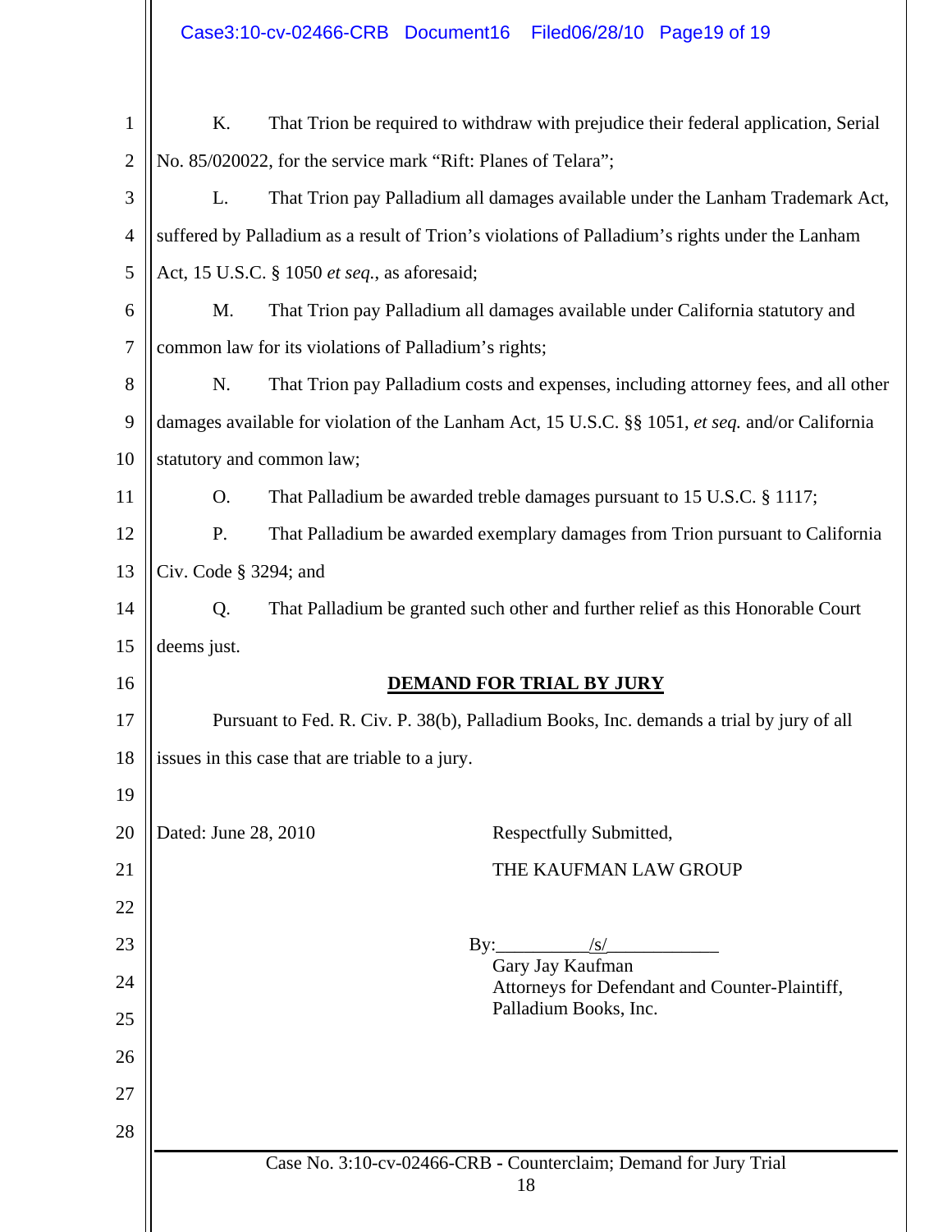K. That Trion be required to withdraw with prejudice their federal application, Serial No. 85/020022, for the service mark "Rift: Planes of Telara";

L. That Trion pay Palladium all damages available under the Lanham Trademark Act, suffered by Palladium as a result of Trion's violations of Palladium's rights under the Lanham Act, 15 U.S.C. § 1050 *et seq.*, as aforesaid;

M. That Trion pay Palladium all damages available under California statutory and common law for its violations of Palladium's rights;

N. That Trion pay Palladium costs and expenses, including attorney fees, and all other damages available for violation of the Lanham Act, 15 U.S.C. §§ 1051, *et seq.* and/or California statutory and common law;

O. That Palladium be awarded treble damages pursuant to 15 U.S.C. § 1117;

P. That Palladium be awarded exemplary damages from Trion pursuant to California Civ. Code § 3294; and

Q. That Palladium be granted such other and further relief as this Honorable Court deems just.

**DEMAND FOR TRIAL BY JURY**

Pursuant to Fed. R. Civ. P. 38(b), Palladium Books, Inc. demands a trial by jury of all issues in this case that are triable to a jury.

Dated: June 28, 2010

Respectfully Submitted,

THE KAUFMAN LAW GROUP

By:__________/s/____________
Gary Jay Kaufman
Attorneys for Defendant and Counter-Plaintiff,
Palladium Books, Inc.

Case No. 3:10-cv-02466-CRB - Counterclaim; Demand for Jury Trial